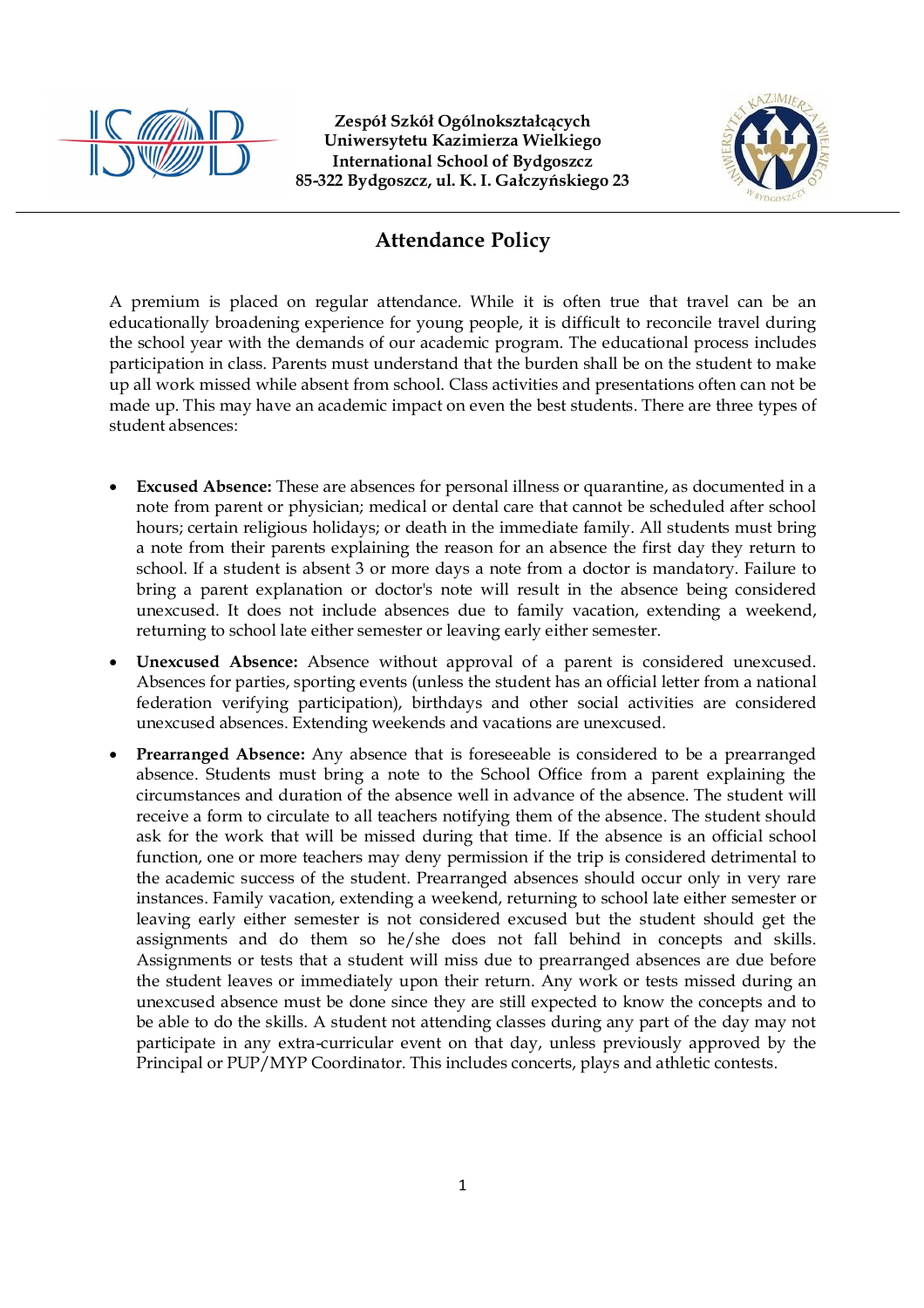**Zespół Szkół Ogólnokształcących**
**Uniwersytetu Kazimierza Wielkiego**
**International School of Bydgoszcz**
**85-322 Bydgoszcz, ul. K. I. Gałczyńskiego 23**

# Attendance Policy

A premium is placed on regular attendance. While it is often true that travel can be an educationally broadening experience for young people, it is difficult to reconcile travel during the school year with the demands of our academic program. The educational process includes participation in class. Parents must understand that the burden shall be on the student to make up all work missed while absent from school. Class activities and presentations often can not be made up. This may have an academic impact on even the best students. There are three types of student absences:

- **Excused Absence:** These are absences for personal illness or quarantine, as documented in a note from parent or physician; medical or dental care that cannot be scheduled after school hours; certain religious holidays; or death in the immediate family. All students must bring a note from their parents explaining the reason for an absence the first day they return to school. If a student is absent 3 or more days a note from a doctor is mandatory. Failure to bring a parent explanation or doctor's note will result in the absence being considered unexcused. It does not include absences due to family vacation, extending a weekend, returning to school late either semester or leaving early either semester.
- **Unexcused Absence:** Absence without approval of a parent is considered unexcused. Absences for parties, sporting events (unless the student has an official letter from a national federation verifying participation), birthdays and other social activities are considered unexcused absences. Extending weekends and vacations are unexcused.
- **Prearranged Absence:** Any absence that is foreseeable is considered to be a prearranged absence. Students must bring a note to the School Office from a parent explaining the circumstances and duration of the absence well in advance of the absence. The student will receive a form to circulate to all teachers notifying them of the absence. The student should ask for the work that will be missed during that time. If the absence is an official school function, one or more teachers may deny permission if the trip is considered detrimental to the academic success of the student. Prearranged absences should occur only in very rare instances. Family vacation, extending a weekend, returning to school late either semester or leaving early either semester is not considered excused but the student should get the assignments and do them so he/she does not fall behind in concepts and skills. Assignments or tests that a student will miss due to prearranged absences are due before the student leaves or immediately upon their return. Any work or tests missed during an unexcused absence must be done since they are still expected to know the concepts and to be able to do the skills. A student not attending classes during any part of the day may not participate in any extra-curricular event on that day, unless previously approved by the Principal or PUP/MYP Coordinator. This includes concerts, plays and athletic contests.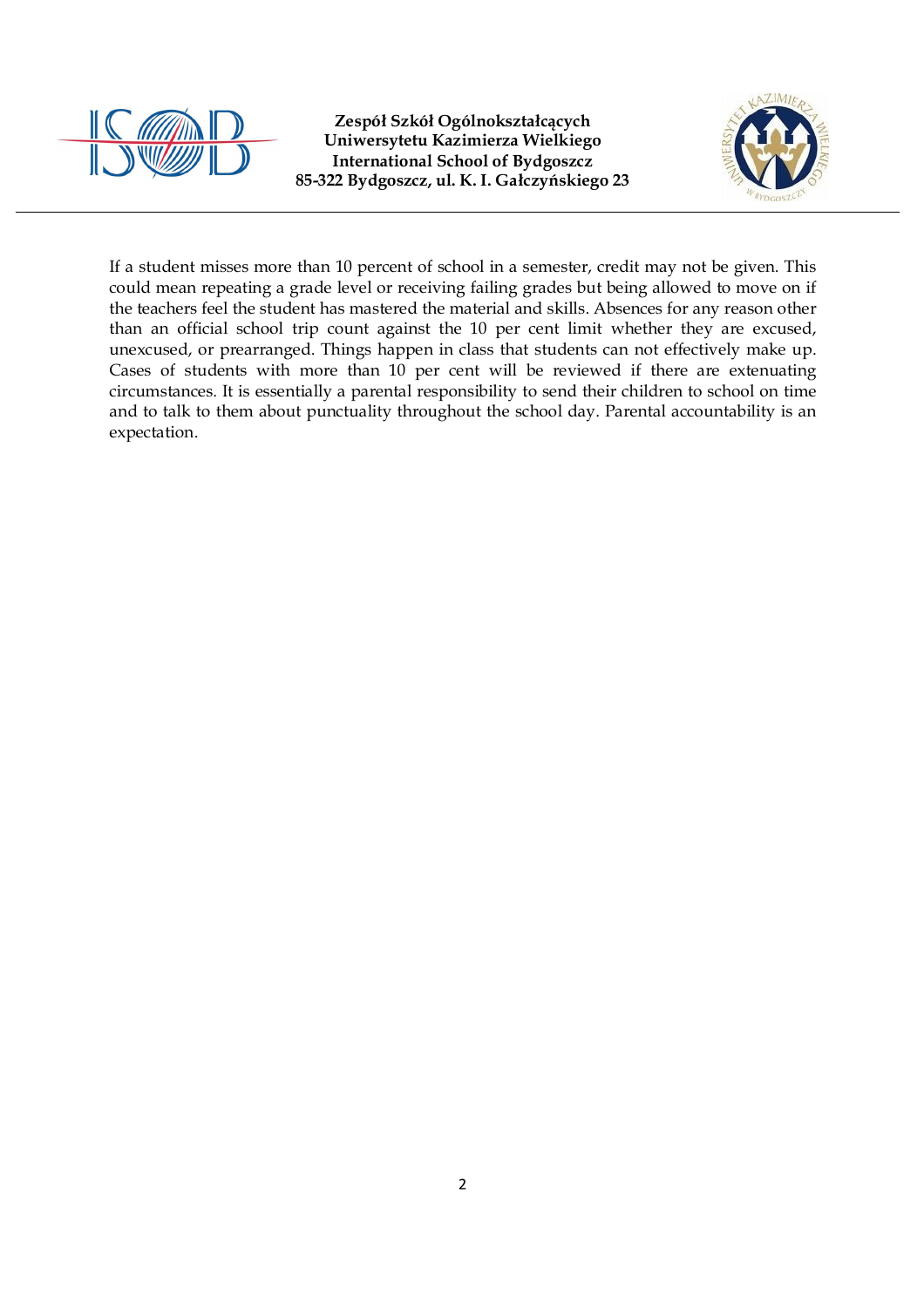If a student misses more than 10 percent of school in a semester, credit may not be given. This could mean repeating a grade level or receiving failing grades but being allowed to move on if the teachers feel the student has mastered the material and skills. Absences for any reason other than an official school trip count against the 10 per cent limit whether they are excused, unexcused, or prearranged. Things happen in class that students can not effectively make up. Cases of students with more than 10 per cent will be reviewed if there are extenuating circumstances. It is essentially a parental responsibility to send their children to school on time and to talk to them about punctuality throughout the school day. Parental accountability is an expectation.